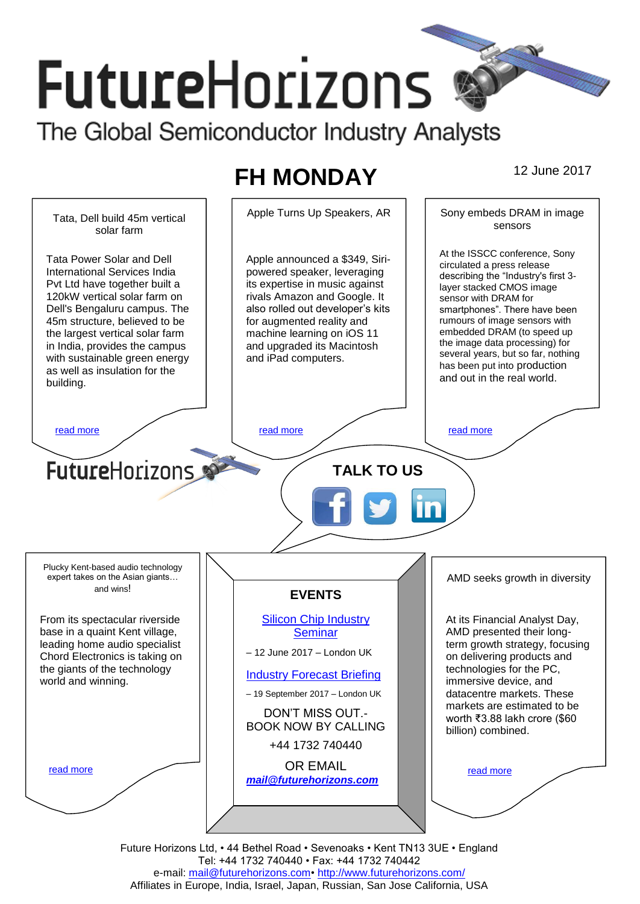# FutureHorizons

The Global Semiconductor Industry Analysts

## FH MONDAY

12 June 2017

### Tata, Dell build 45m vertical solar farm

Tata Power Solar and Dell International Services India Pvt Ltd have together built a 120kW vertical solar farm on Dell's Bengaluru campus. The 45m structure, believed to be the largest vertical solar farm in India, provides the campus with sustainable green energy as well as insulation for the building.

read more

### Apple Turns Up Speakers, AR

Apple announced a $349, Siri-powered speaker, leveraging its expertise in music against rivals Amazon and Google. It also rolled out developer's kits for augmented reality and machine learning on iOS 11 and upgraded its Macintosh and iPad computers.

read more

### Sony embeds DRAM in image sensors

At the ISSCC conference, Sony circulated a press release describing the "Industry's first 3-layer stacked CMOS image sensor with DRAM for smartphones". There have been rumours of image sensors with embedded DRAM (to speed up the image data processing) for several years, but so far, nothing has been put into production and out in the real world.

read more

FutureHorizons

**TALK TO US**

### Plucky Kent-based audio technology expert takes on the Asian giants… and wins!

From its spectacular riverside base in a quaint Kent village, leading home audio specialist Chord Electronics is taking on the giants of the technology world and winning.

read more

### EVENTS

Silicon Chip Industry Seminar

– 12 June 2017 – London UK

Industry Forecast Briefing

– 19 September 2017 – London UK

DON'T MISS OUT.- BOOK NOW BY CALLING

+44 1732 740440

OR EMAIL

***mail@futurehorizons.com***

### AMD seeks growth in diversity

At its Financial Analyst Day, AMD presented their long-term growth strategy, focusing on delivering products and technologies for the PC, immersive device, and datacentre markets. These markets are estimated to be worth ₹3.88 lakh crore ($60 billion) combined.

read more

Future Horizons Ltd, • 44 Bethel Road • Sevenoaks • Kent TN13 3UE • England
Tel: +44 1732 740440 • Fax: +44 1732 740442
e-mail: mail@futurehorizons.com• http://www.futurehorizons.com/
Affiliates in Europe, India, Israel, Japan, Russian, San Jose California, USA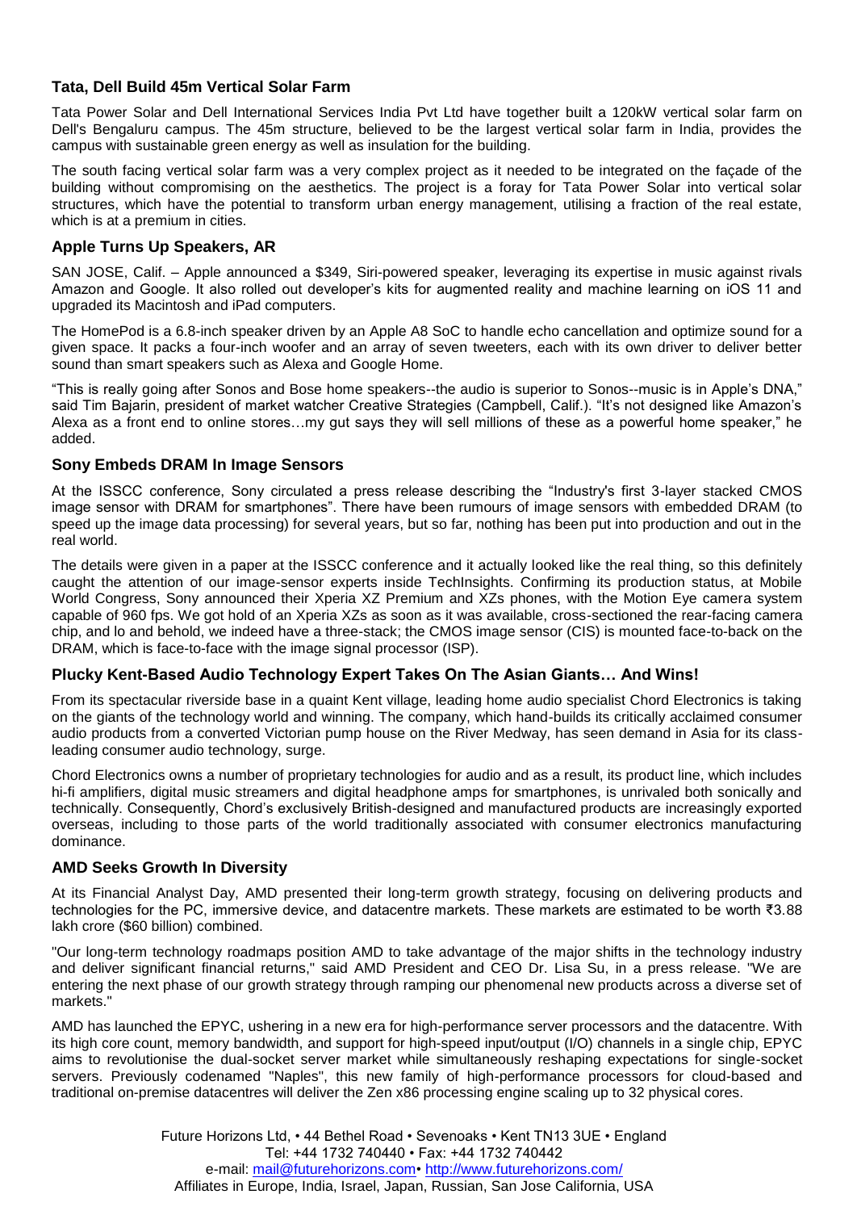### Tata, Dell Build 45m Vertical Solar Farm

Tata Power Solar and Dell International Services India Pvt Ltd have together built a 120kW vertical solar farm on Dell's Bengaluru campus. The 45m structure, believed to be the largest vertical solar farm in India, provides the campus with sustainable green energy as well as insulation for the building.

The south facing vertical solar farm was a very complex project as it needed to be integrated on the façade of the building without compromising on the aesthetics. The project is a foray for Tata Power Solar into vertical solar structures, which have the potential to transform urban energy management, utilising a fraction of the real estate, which is at a premium in cities.

### Apple Turns Up Speakers, AR

SAN JOSE, Calif. – Apple announced a $349, Siri-powered speaker, leveraging its expertise in music against rivals Amazon and Google. It also rolled out developer's kits for augmented reality and machine learning on iOS 11 and upgraded its Macintosh and iPad computers.

The HomePod is a 6.8-inch speaker driven by an Apple A8 SoC to handle echo cancellation and optimize sound for a given space. It packs a four-inch woofer and an array of seven tweeters, each with its own driver to deliver better sound than smart speakers such as Alexa and Google Home.

"This is really going after Sonos and Bose home speakers--the audio is superior to Sonos--music is in Apple's DNA," said Tim Bajarin, president of market watcher Creative Strategies (Campbell, Calif.). "It's not designed like Amazon's Alexa as a front end to online stores…my gut says they will sell millions of these as a powerful home speaker," he added.

### Sony Embeds DRAM In Image Sensors

At the ISSCC conference, Sony circulated a press release describing the "Industry's first 3-layer stacked CMOS image sensor with DRAM for smartphones". There have been rumours of image sensors with embedded DRAM (to speed up the image data processing) for several years, but so far, nothing has been put into production and out in the real world.

The details were given in a paper at the ISSCC conference and it actually looked like the real thing, so this definitely caught the attention of our image-sensor experts inside TechInsights. Confirming its production status, at Mobile World Congress, Sony announced their Xperia XZ Premium and XZs phones, with the Motion Eye camera system capable of 960 fps. We got hold of an Xperia XZs as soon as it was available, cross-sectioned the rear-facing camera chip, and lo and behold, we indeed have a three-stack; the CMOS image sensor (CIS) is mounted face-to-back on the DRAM, which is face-to-face with the image signal processor (ISP).

### Plucky Kent-Based Audio Technology Expert Takes On The Asian Giants… And Wins!

From its spectacular riverside base in a quaint Kent village, leading home audio specialist Chord Electronics is taking on the giants of the technology world and winning. The company, which hand-builds its critically acclaimed consumer audio products from a converted Victorian pump house on the River Medway, has seen demand in Asia for its class-leading consumer audio technology, surge.

Chord Electronics owns a number of proprietary technologies for audio and as a result, its product line, which includes hi-fi amplifiers, digital music streamers and digital headphone amps for smartphones, is unrivaled both sonically and technically. Consequently, Chord's exclusively British-designed and manufactured products are increasingly exported overseas, including to those parts of the world traditionally associated with consumer electronics manufacturing dominance.

### AMD Seeks Growth In Diversity

At its Financial Analyst Day, AMD presented their long-term growth strategy, focusing on delivering products and technologies for the PC, immersive device, and datacentre markets. These markets are estimated to be worth ₹3.88 lakh crore ($60 billion) combined.

"Our long-term technology roadmaps position AMD to take advantage of the major shifts in the technology industry and deliver significant financial returns," said AMD President and CEO Dr. Lisa Su, in a press release. "We are entering the next phase of our growth strategy through ramping our phenomenal new products across a diverse set of markets."

AMD has launched the EPYC, ushering in a new era for high-performance server processors and the datacentre. With its high core count, memory bandwidth, and support for high-speed input/output (I/O) channels in a single chip, EPYC aims to revolutionise the dual-socket server market while simultaneously reshaping expectations for single-socket servers. Previously codenamed "Naples", this new family of high-performance processors for cloud-based and traditional on-premise datacentres will deliver the Zen x86 processing engine scaling up to 32 physical cores.

Future Horizons Ltd, • 44 Bethel Road • Sevenoaks • Kent TN13 3UE • England
Tel: +44 1732 740440 • Fax: +44 1732 740442
e-mail: mail@futurehorizons.com• http://www.futurehorizons.com/
Affiliates in Europe, India, Israel, Japan, Russian, San Jose California, USA